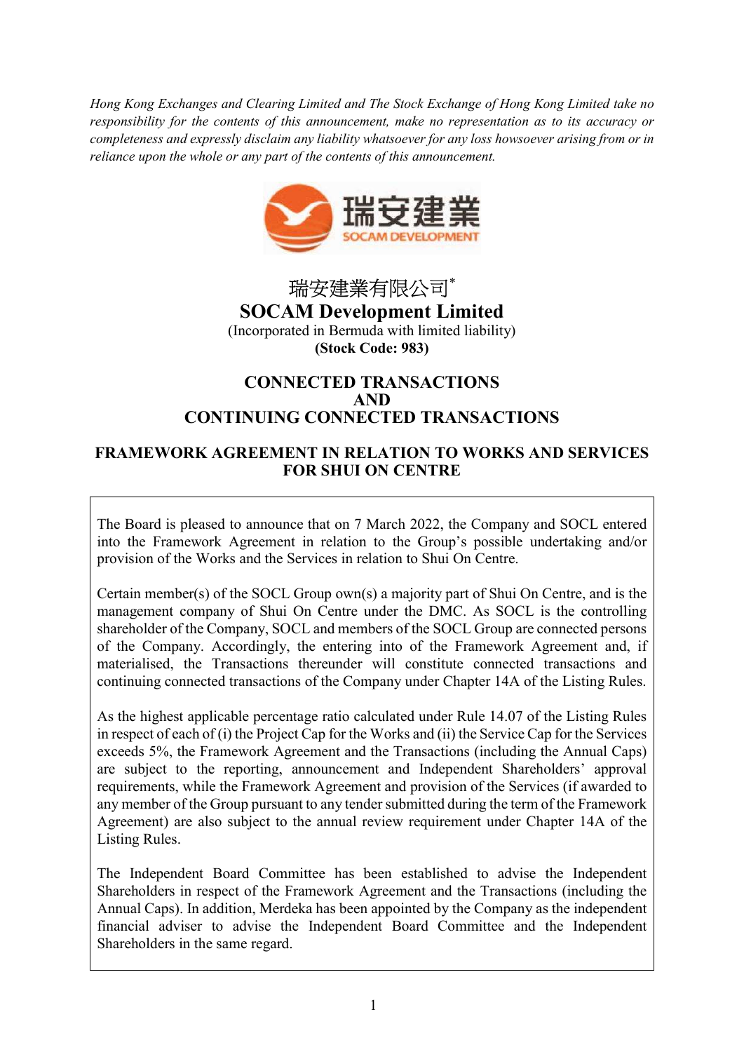*Hong Kong Exchanges and Clearing Limited and The Stock Exchange of Hong Kong Limited take no responsibility for the contents of this announcement, make no representation as to its accuracy or completeness and expressly disclaim any liability whatsoever for any loss howsoever arising from or in reliance upon the whole or any part of the contents of this announcement.*

瑞安建業有限公司*

# SOCAM Development Limited

(Incorporated in Bermuda with limited liability)

**(Stock Code: 983)**

## CONNECTED TRANSACTIONS AND CONTINUING CONNECTED TRANSACTIONS

## FRAMEWORK AGREEMENT IN RELATION TO WORKS AND SERVICES FOR SHUI ON CENTRE

The Board is pleased to announce that on 7 March 2022, the Company and SOCL entered into the Framework Agreement in relation to the Group's possible undertaking and/or provision of the Works and the Services in relation to Shui On Centre.

Certain member(s) of the SOCL Group own(s) a majority part of Shui On Centre, and is the management company of Shui On Centre under the DMC. As SOCL is the controlling shareholder of the Company, SOCL and members of the SOCL Group are connected persons of the Company. Accordingly, the entering into of the Framework Agreement and, if materialised, the Transactions thereunder will constitute connected transactions and continuing connected transactions of the Company under Chapter 14A of the Listing Rules.

As the highest applicable percentage ratio calculated under Rule 14.07 of the Listing Rules in respect of each of (i) the Project Cap for the Works and (ii) the Service Cap for the Services exceeds 5%, the Framework Agreement and the Transactions (including the Annual Caps) are subject to the reporting, announcement and Independent Shareholders' approval requirements, while the Framework Agreement and provision of the Services (if awarded to any member of the Group pursuant to any tender submitted during the term of the Framework Agreement) are also subject to the annual review requirement under Chapter 14A of the Listing Rules.

The Independent Board Committee has been established to advise the Independent Shareholders in respect of the Framework Agreement and the Transactions (including the Annual Caps). In addition, Merdeka has been appointed by the Company as the independent financial adviser to advise the Independent Board Committee and the Independent Shareholders in the same regard.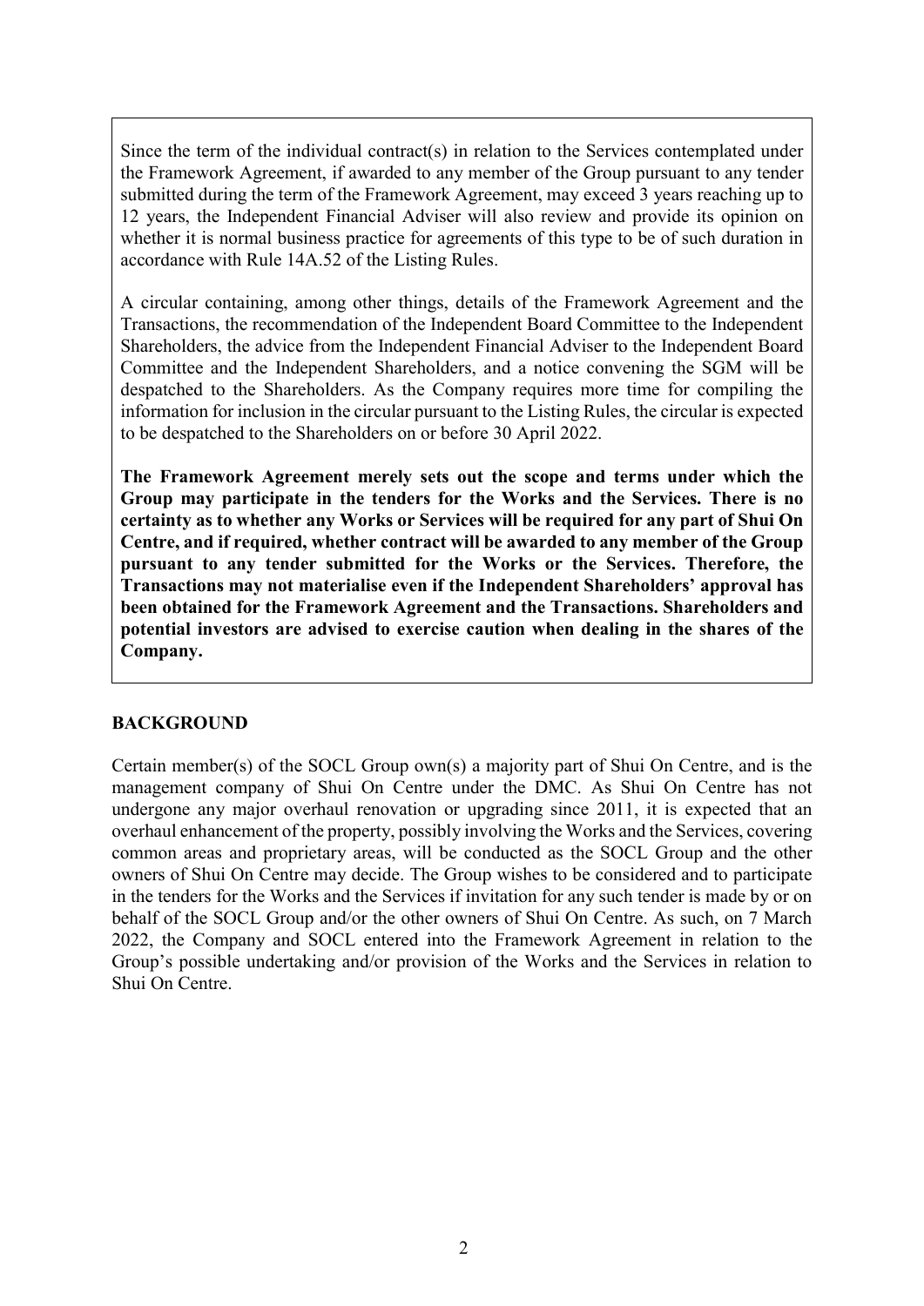Since the term of the individual contract(s) in relation to the Services contemplated under the Framework Agreement, if awarded to any member of the Group pursuant to any tender submitted during the term of the Framework Agreement, may exceed 3 years reaching up to 12 years, the Independent Financial Adviser will also review and provide its opinion on whether it is normal business practice for agreements of this type to be of such duration in accordance with Rule 14A.52 of the Listing Rules.

A circular containing, among other things, details of the Framework Agreement and the Transactions, the recommendation of the Independent Board Committee to the Independent Shareholders, the advice from the Independent Financial Adviser to the Independent Board Committee and the Independent Shareholders, and a notice convening the SGM will be despatched to the Shareholders. As the Company requires more time for compiling the information for inclusion in the circular pursuant to the Listing Rules, the circular is expected to be despatched to the Shareholders on or before 30 April 2022.

**The Framework Agreement merely sets out the scope and terms under which the Group may participate in the tenders for the Works and the Services. There is no certainty as to whether any Works or Services will be required for any part of Shui On Centre, and if required, whether contract will be awarded to any member of the Group pursuant to any tender submitted for the Works or the Services. Therefore, the Transactions may not materialise even if the Independent Shareholders' approval has been obtained for the Framework Agreement and the Transactions. Shareholders and potential investors are advised to exercise caution when dealing in the shares of the Company.**

## BACKGROUND

Certain member(s) of the SOCL Group own(s) a majority part of Shui On Centre, and is the management company of Shui On Centre under the DMC. As Shui On Centre has not undergone any major overhaul renovation or upgrading since 2011, it is expected that an overhaul enhancement of the property, possibly involving the Works and the Services, covering common areas and proprietary areas, will be conducted as the SOCL Group and the other owners of Shui On Centre may decide. The Group wishes to be considered and to participate in the tenders for the Works and the Services if invitation for any such tender is made by or on behalf of the SOCL Group and/or the other owners of Shui On Centre. As such, on 7 March 2022, the Company and SOCL entered into the Framework Agreement in relation to the Group's possible undertaking and/or provision of the Works and the Services in relation to Shui On Centre.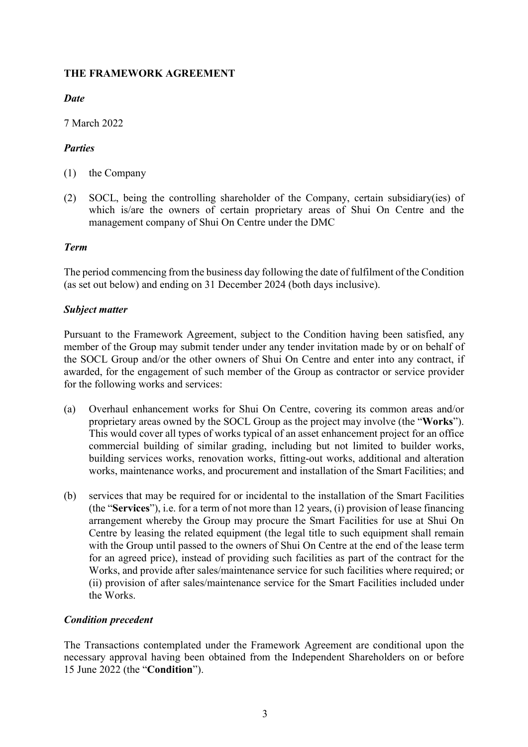## THE FRAMEWORK AGREEMENT

***Date***

7 March 2022

***Parties***

(1) the Company

(2) SOCL, being the controlling shareholder of the Company, certain subsidiary(ies) of which is/are the owners of certain proprietary areas of Shui On Centre and the management company of Shui On Centre under the DMC

***Term***

The period commencing from the business day following the date of fulfilment of the Condition (as set out below) and ending on 31 December 2024 (both days inclusive).

***Subject matter***

Pursuant to the Framework Agreement, subject to the Condition having been satisfied, any member of the Group may submit tender under any tender invitation made by or on behalf of the SOCL Group and/or the other owners of Shui On Centre and enter into any contract, if awarded, for the engagement of such member of the Group as contractor or service provider for the following works and services:

(a) Overhaul enhancement works for Shui On Centre, covering its common areas and/or proprietary areas owned by the SOCL Group as the project may involve (the "**Works**"). This would cover all types of works typical of an asset enhancement project for an office commercial building of similar grading, including but not limited to builder works, building services works, renovation works, fitting-out works, additional and alteration works, maintenance works, and procurement and installation of the Smart Facilities; and

(b) services that may be required for or incidental to the installation of the Smart Facilities (the "**Services**"), i.e. for a term of not more than 12 years, (i) provision of lease financing arrangement whereby the Group may procure the Smart Facilities for use at Shui On Centre by leasing the related equipment (the legal title to such equipment shall remain with the Group until passed to the owners of Shui On Centre at the end of the lease term for an agreed price), instead of providing such facilities as part of the contract for the Works, and provide after sales/maintenance service for such facilities where required; or (ii) provision of after sales/maintenance service for the Smart Facilities included under the Works.

***Condition precedent***

The Transactions contemplated under the Framework Agreement are conditional upon the necessary approval having been obtained from the Independent Shareholders on or before 15 June 2022 (the "**Condition**").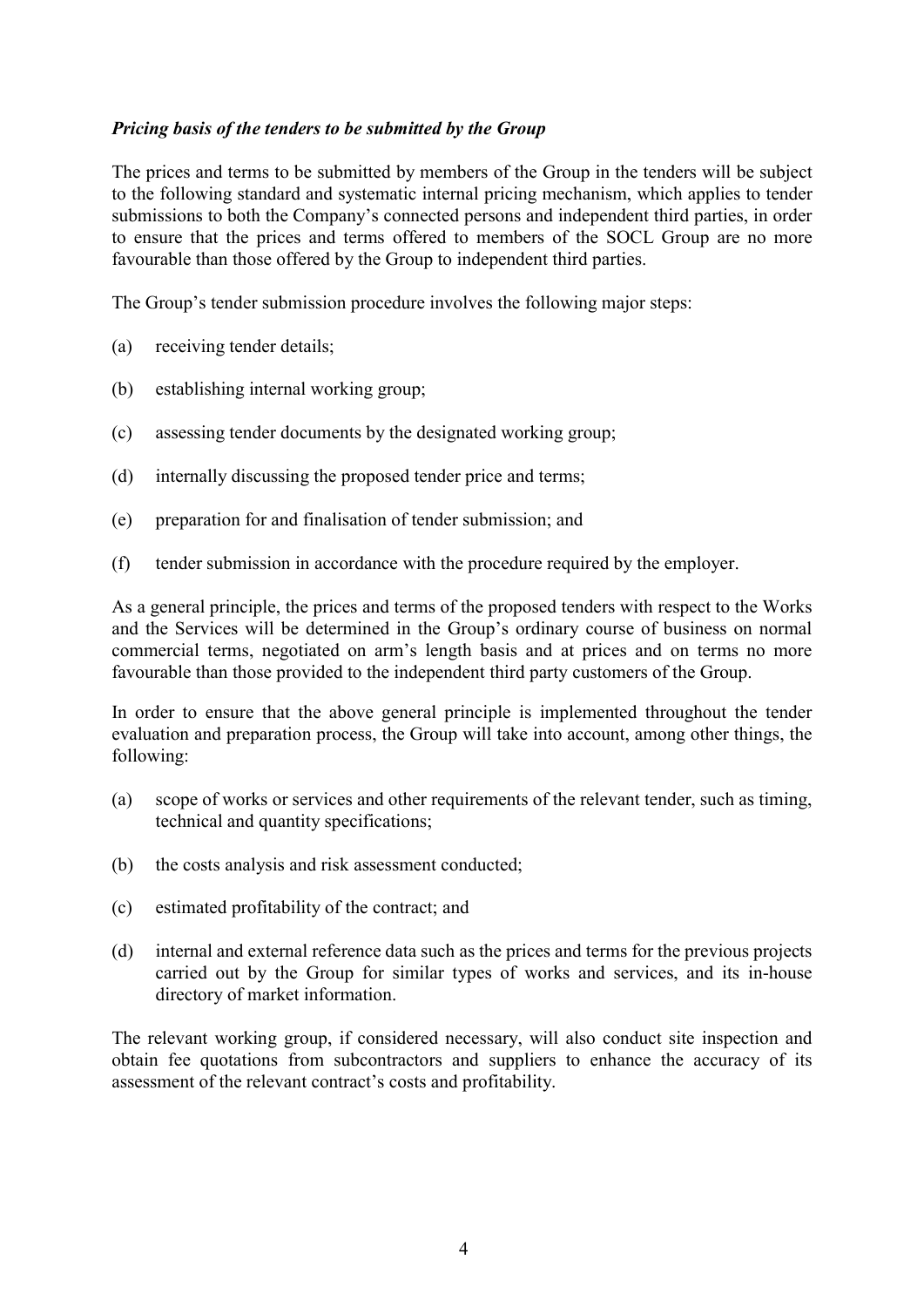***Pricing basis of the tenders to be submitted by the Group***

The prices and terms to be submitted by members of the Group in the tenders will be subject to the following standard and systematic internal pricing mechanism, which applies to tender submissions to both the Company's connected persons and independent third parties, in order to ensure that the prices and terms offered to members of the SOCL Group are no more favourable than those offered by the Group to independent third parties.

The Group's tender submission procedure involves the following major steps:

(a) receiving tender details;

(b) establishing internal working group;

(c) assessing tender documents by the designated working group;

(d) internally discussing the proposed tender price and terms;

(e) preparation for and finalisation of tender submission; and

(f) tender submission in accordance with the procedure required by the employer.

As a general principle, the prices and terms of the proposed tenders with respect to the Works and the Services will be determined in the Group's ordinary course of business on normal commercial terms, negotiated on arm's length basis and at prices and on terms no more favourable than those provided to the independent third party customers of the Group.

In order to ensure that the above general principle is implemented throughout the tender evaluation and preparation process, the Group will take into account, among other things, the following:

(a) scope of works or services and other requirements of the relevant tender, such as timing, technical and quantity specifications;

(b) the costs analysis and risk assessment conducted;

(c) estimated profitability of the contract; and

(d) internal and external reference data such as the prices and terms for the previous projects carried out by the Group for similar types of works and services, and its in-house directory of market information.

The relevant working group, if considered necessary, will also conduct site inspection and obtain fee quotations from subcontractors and suppliers to enhance the accuracy of its assessment of the relevant contract's costs and profitability.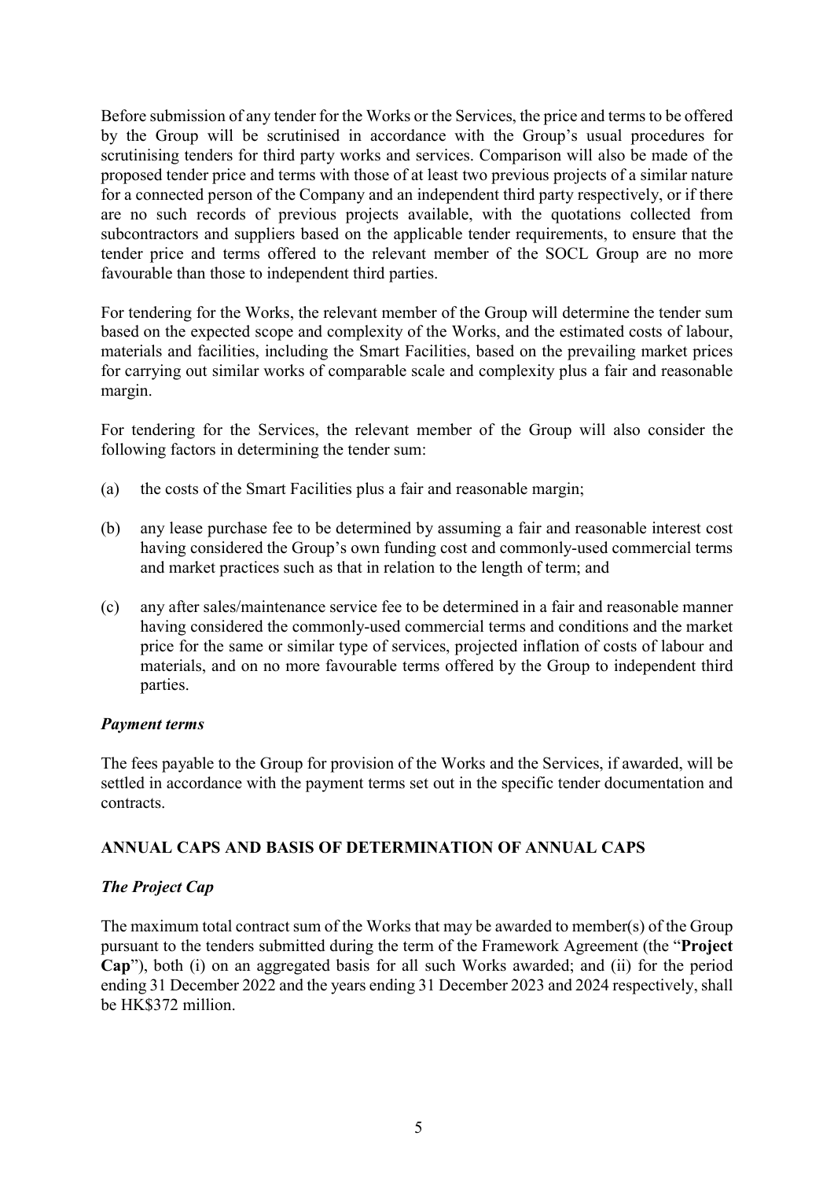Before submission of any tender for the Works or the Services, the price and terms to be offered by the Group will be scrutinised in accordance with the Group's usual procedures for scrutinising tenders for third party works and services. Comparison will also be made of the proposed tender price and terms with those of at least two previous projects of a similar nature for a connected person of the Company and an independent third party respectively, or if there are no such records of previous projects available, with the quotations collected from subcontractors and suppliers based on the applicable tender requirements, to ensure that the tender price and terms offered to the relevant member of the SOCL Group are no more favourable than those to independent third parties.

For tendering for the Works, the relevant member of the Group will determine the tender sum based on the expected scope and complexity of the Works, and the estimated costs of labour, materials and facilities, including the Smart Facilities, based on the prevailing market prices for carrying out similar works of comparable scale and complexity plus a fair and reasonable margin.

For tendering for the Services, the relevant member of the Group will also consider the following factors in determining the tender sum:

(a) the costs of the Smart Facilities plus a fair and reasonable margin;

(b) any lease purchase fee to be determined by assuming a fair and reasonable interest cost having considered the Group's own funding cost and commonly-used commercial terms and market practices such as that in relation to the length of term; and

(c) any after sales/maintenance service fee to be determined in a fair and reasonable manner having considered the commonly-used commercial terms and conditions and the market price for the same or similar type of services, projected inflation of costs of labour and materials, and on no more favourable terms offered by the Group to independent third parties.

***Payment terms***

The fees payable to the Group for provision of the Works and the Services, if awarded, will be settled in accordance with the payment terms set out in the specific tender documentation and contracts.

**ANNUAL CAPS AND BASIS OF DETERMINATION OF ANNUAL CAPS**

***The Project Cap***

The maximum total contract sum of the Works that may be awarded to member(s) of the Group pursuant to the tenders submitted during the term of the Framework Agreement (the "**Project Cap**"), both (i) on an aggregated basis for all such Works awarded; and (ii) for the period ending 31 December 2022 and the years ending 31 December 2023 and 2024 respectively, shall be HK$372 million.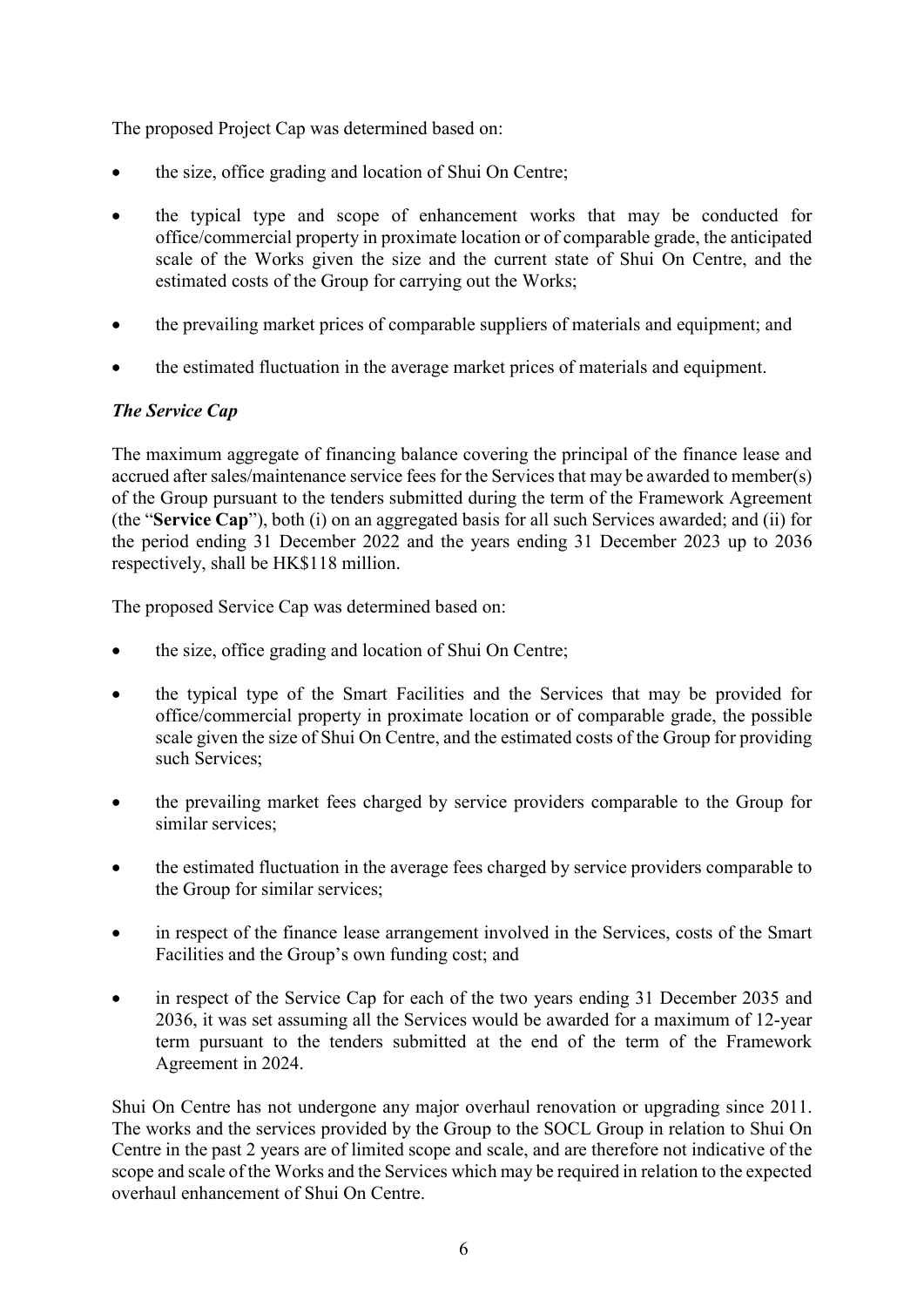The proposed Project Cap was determined based on:

- the size, office grading and location of Shui On Centre;
- the typical type and scope of enhancement works that may be conducted for office/commercial property in proximate location or of comparable grade, the anticipated scale of the Works given the size and the current state of Shui On Centre, and the estimated costs of the Group for carrying out the Works;
- the prevailing market prices of comparable suppliers of materials and equipment; and
- the estimated fluctuation in the average market prices of materials and equipment.

***The Service Cap***

The maximum aggregate of financing balance covering the principal of the finance lease and accrued after sales/maintenance service fees for the Services that may be awarded to member(s) of the Group pursuant to the tenders submitted during the term of the Framework Agreement (the "**Service Cap**"), both (i) on an aggregated basis for all such Services awarded; and (ii) for the period ending 31 December 2022 and the years ending 31 December 2023 up to 2036 respectively, shall be HK$118 million.

The proposed Service Cap was determined based on:

- the size, office grading and location of Shui On Centre;
- the typical type of the Smart Facilities and the Services that may be provided for office/commercial property in proximate location or of comparable grade, the possible scale given the size of Shui On Centre, and the estimated costs of the Group for providing such Services;
- the prevailing market fees charged by service providers comparable to the Group for similar services;
- the estimated fluctuation in the average fees charged by service providers comparable to the Group for similar services;
- in respect of the finance lease arrangement involved in the Services, costs of the Smart Facilities and the Group's own funding cost; and
- in respect of the Service Cap for each of the two years ending 31 December 2035 and 2036, it was set assuming all the Services would be awarded for a maximum of 12-year term pursuant to the tenders submitted at the end of the term of the Framework Agreement in 2024.

Shui On Centre has not undergone any major overhaul renovation or upgrading since 2011. The works and the services provided by the Group to the SOCL Group in relation to Shui On Centre in the past 2 years are of limited scope and scale, and are therefore not indicative of the scope and scale of the Works and the Services which may be required in relation to the expected overhaul enhancement of Shui On Centre.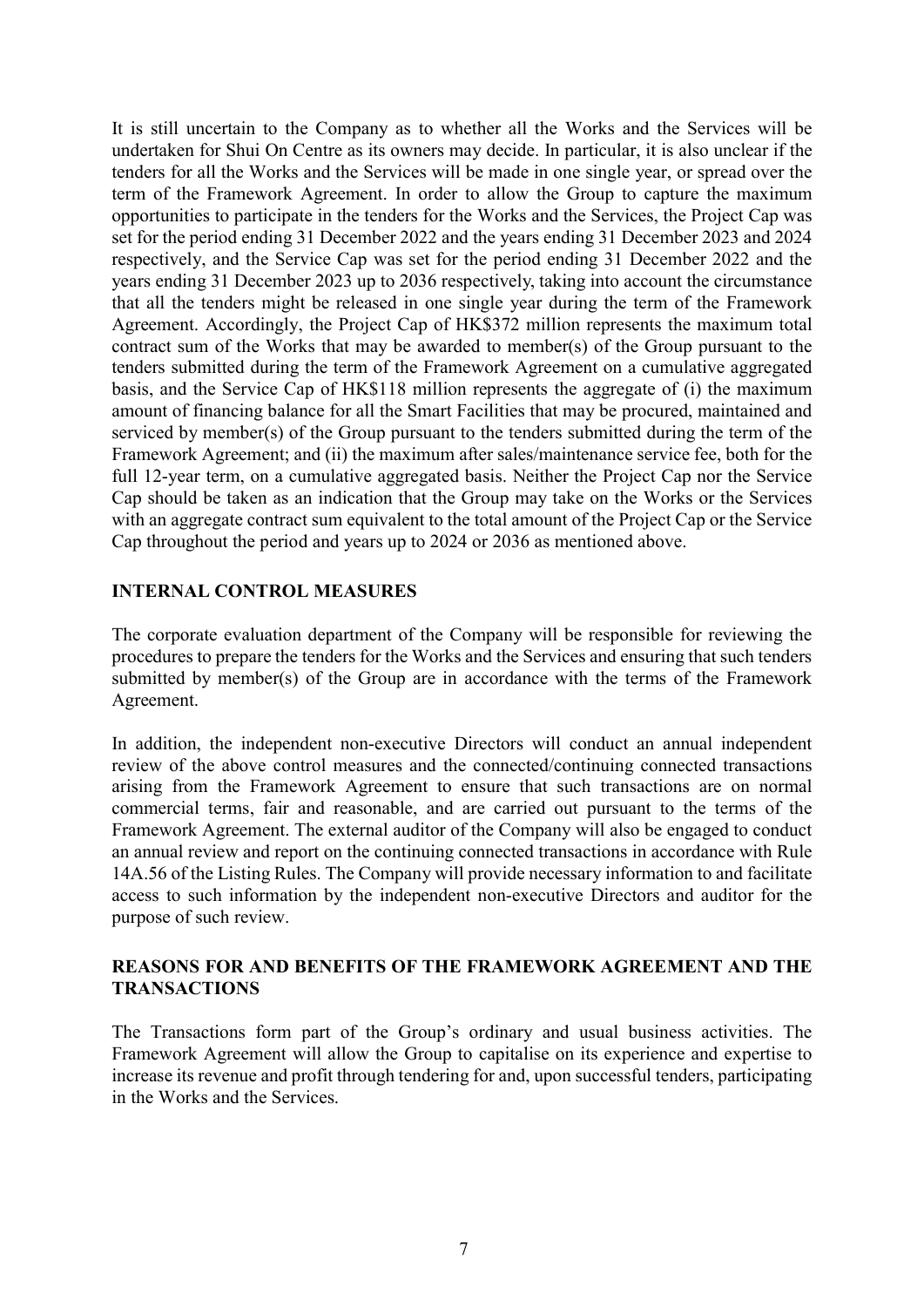It is still uncertain to the Company as to whether all the Works and the Services will be undertaken for Shui On Centre as its owners may decide. In particular, it is also unclear if the tenders for all the Works and the Services will be made in one single year, or spread over the term of the Framework Agreement. In order to allow the Group to capture the maximum opportunities to participate in the tenders for the Works and the Services, the Project Cap was set for the period ending 31 December 2022 and the years ending 31 December 2023 and 2024 respectively, and the Service Cap was set for the period ending 31 December 2022 and the years ending 31 December 2023 up to 2036 respectively, taking into account the circumstance that all the tenders might be released in one single year during the term of the Framework Agreement. Accordingly, the Project Cap of HK$372 million represents the maximum total contract sum of the Works that may be awarded to member(s) of the Group pursuant to the tenders submitted during the term of the Framework Agreement on a cumulative aggregated basis, and the Service Cap of HK$118 million represents the aggregate of (i) the maximum amount of financing balance for all the Smart Facilities that may be procured, maintained and serviced by member(s) of the Group pursuant to the tenders submitted during the term of the Framework Agreement; and (ii) the maximum after sales/maintenance service fee, both for the full 12-year term, on a cumulative aggregated basis. Neither the Project Cap nor the Service Cap should be taken as an indication that the Group may take on the Works or the Services with an aggregate contract sum equivalent to the total amount of the Project Cap or the Service Cap throughout the period and years up to 2024 or 2036 as mentioned above.

## INTERNAL CONTROL MEASURES

The corporate evaluation department of the Company will be responsible for reviewing the procedures to prepare the tenders for the Works and the Services and ensuring that such tenders submitted by member(s) of the Group are in accordance with the terms of the Framework Agreement.

In addition, the independent non-executive Directors will conduct an annual independent review of the above control measures and the connected/continuing connected transactions arising from the Framework Agreement to ensure that such transactions are on normal commercial terms, fair and reasonable, and are carried out pursuant to the terms of the Framework Agreement. The external auditor of the Company will also be engaged to conduct an annual review and report on the continuing connected transactions in accordance with Rule 14A.56 of the Listing Rules. The Company will provide necessary information to and facilitate access to such information by the independent non-executive Directors and auditor for the purpose of such review.

## REASONS FOR AND BENEFITS OF THE FRAMEWORK AGREEMENT AND THE TRANSACTIONS

The Transactions form part of the Group's ordinary and usual business activities. The Framework Agreement will allow the Group to capitalise on its experience and expertise to increase its revenue and profit through tendering for and, upon successful tenders, participating in the Works and the Services.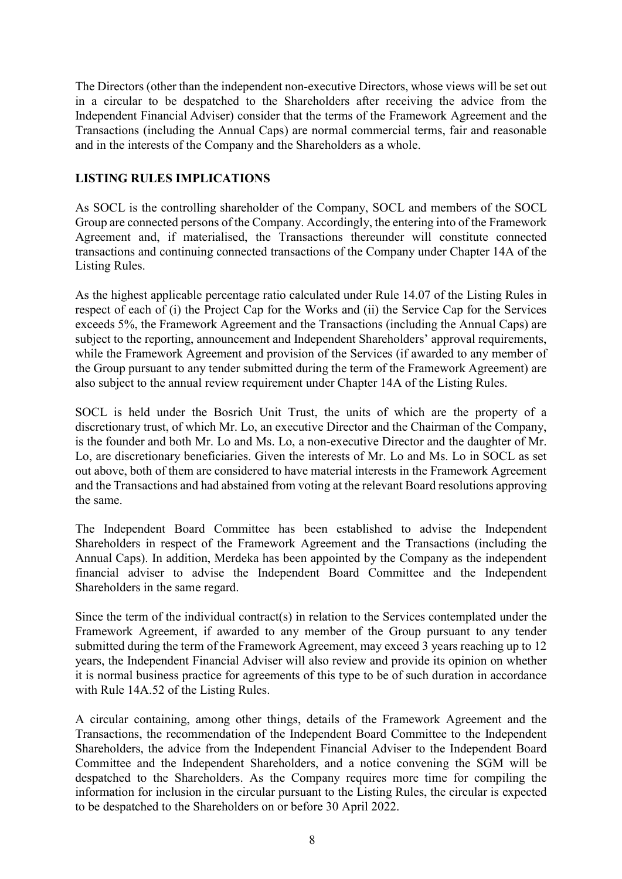The Directors (other than the independent non-executive Directors, whose views will be set out in a circular to be despatched to the Shareholders after receiving the advice from the Independent Financial Adviser) consider that the terms of the Framework Agreement and the Transactions (including the Annual Caps) are normal commercial terms, fair and reasonable and in the interests of the Company and the Shareholders as a whole.

## LISTING RULES IMPLICATIONS

As SOCL is the controlling shareholder of the Company, SOCL and members of the SOCL Group are connected persons of the Company. Accordingly, the entering into of the Framework Agreement and, if materialised, the Transactions thereunder will constitute connected transactions and continuing connected transactions of the Company under Chapter 14A of the Listing Rules.

As the highest applicable percentage ratio calculated under Rule 14.07 of the Listing Rules in respect of each of (i) the Project Cap for the Works and (ii) the Service Cap for the Services exceeds 5%, the Framework Agreement and the Transactions (including the Annual Caps) are subject to the reporting, announcement and Independent Shareholders' approval requirements, while the Framework Agreement and provision of the Services (if awarded to any member of the Group pursuant to any tender submitted during the term of the Framework Agreement) are also subject to the annual review requirement under Chapter 14A of the Listing Rules.

SOCL is held under the Bosrich Unit Trust, the units of which are the property of a discretionary trust, of which Mr. Lo, an executive Director and the Chairman of the Company, is the founder and both Mr. Lo and Ms. Lo, a non-executive Director and the daughter of Mr. Lo, are discretionary beneficiaries. Given the interests of Mr. Lo and Ms. Lo in SOCL as set out above, both of them are considered to have material interests in the Framework Agreement and the Transactions and had abstained from voting at the relevant Board resolutions approving the same.

The Independent Board Committee has been established to advise the Independent Shareholders in respect of the Framework Agreement and the Transactions (including the Annual Caps). In addition, Merdeka has been appointed by the Company as the independent financial adviser to advise the Independent Board Committee and the Independent Shareholders in the same regard.

Since the term of the individual contract(s) in relation to the Services contemplated under the Framework Agreement, if awarded to any member of the Group pursuant to any tender submitted during the term of the Framework Agreement, may exceed 3 years reaching up to 12 years, the Independent Financial Adviser will also review and provide its opinion on whether it is normal business practice for agreements of this type to be of such duration in accordance with Rule 14A.52 of the Listing Rules.

A circular containing, among other things, details of the Framework Agreement and the Transactions, the recommendation of the Independent Board Committee to the Independent Shareholders, the advice from the Independent Financial Adviser to the Independent Board Committee and the Independent Shareholders, and a notice convening the SGM will be despatched to the Shareholders. As the Company requires more time for compiling the information for inclusion in the circular pursuant to the Listing Rules, the circular is expected to be despatched to the Shareholders on or before 30 April 2022.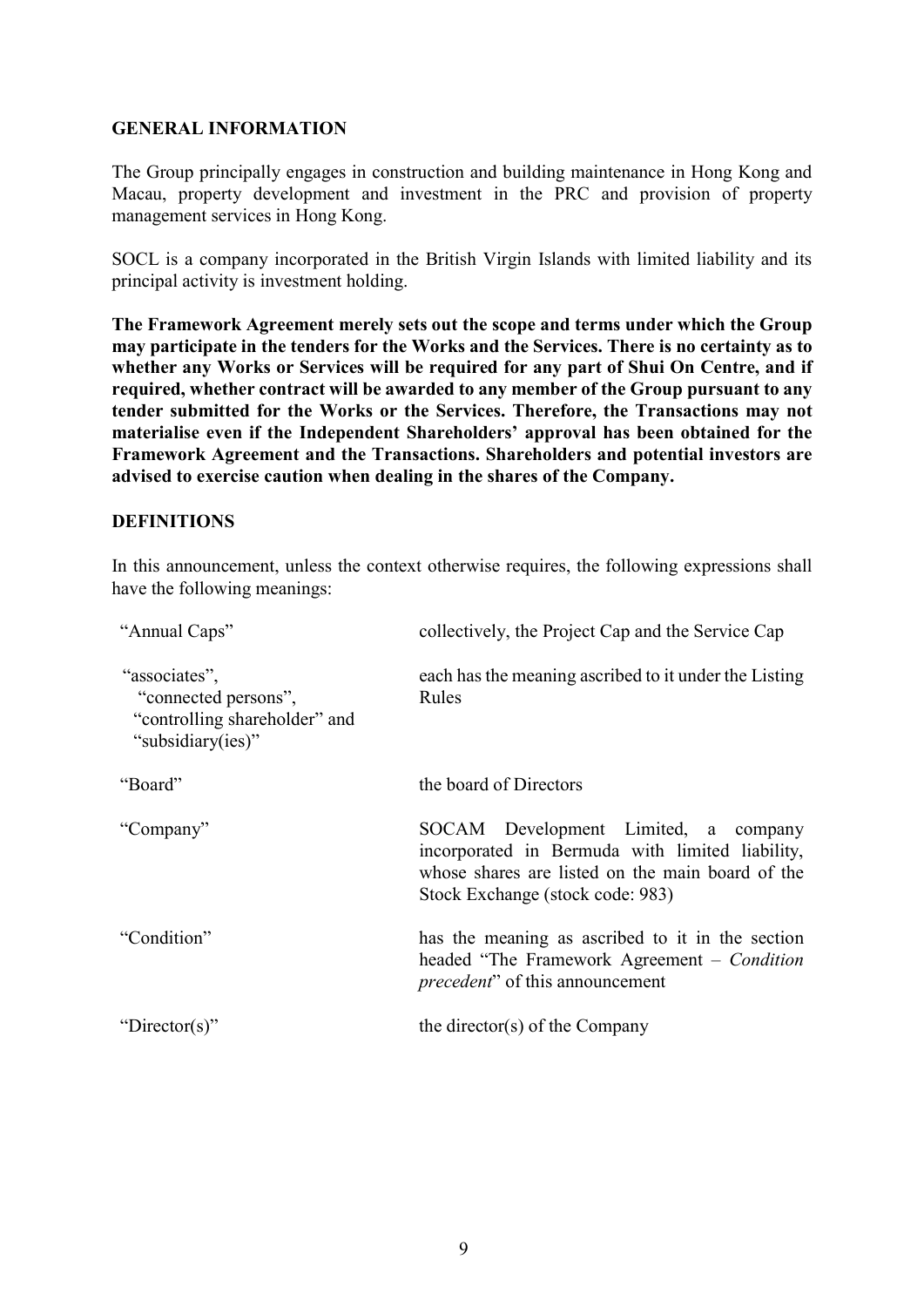## GENERAL INFORMATION

The Group principally engages in construction and building maintenance in Hong Kong and Macau, property development and investment in the PRC and provision of property management services in Hong Kong.

SOCL is a company incorporated in the British Virgin Islands with limited liability and its principal activity is investment holding.

**The Framework Agreement merely sets out the scope and terms under which the Group may participate in the tenders for the Works and the Services. There is no certainty as to whether any Works or Services will be required for any part of Shui On Centre, and if required, whether contract will be awarded to any member of the Group pursuant to any tender submitted for the Works or the Services. Therefore, the Transactions may not materialise even if the Independent Shareholders' approval has been obtained for the Framework Agreement and the Transactions. Shareholders and potential investors are advised to exercise caution when dealing in the shares of the Company.**

## DEFINITIONS

In this announcement, unless the context otherwise requires, the following expressions shall have the following meanings:

| | |
|---|---|
| "Annual Caps" | collectively, the Project Cap and the Service Cap |
| "associates", "connected persons", "controlling shareholder" and "subsidiary(ies)" | each has the meaning ascribed to it under the Listing Rules |
| "Board" | the board of Directors |
| "Company" | SOCAM Development Limited, a company incorporated in Bermuda with limited liability, whose shares are listed on the main board of the Stock Exchange (stock code: 983) |
| "Condition" | has the meaning as ascribed to it in the section headed "The Framework Agreement – *Condition precedent*" of this announcement |
| "Director(s)" | the director(s) of the Company |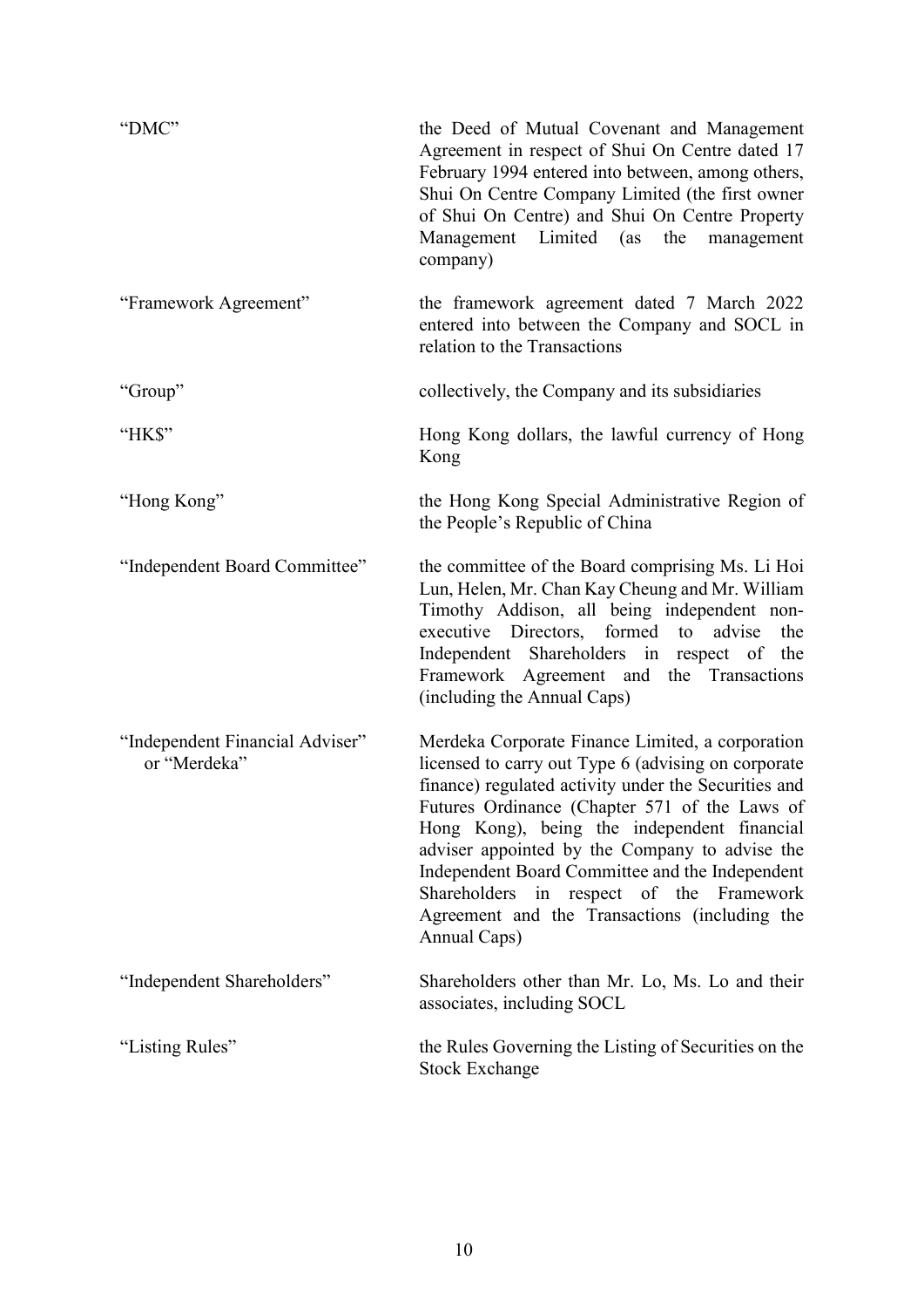| | |
|---|---|
| "DMC" | the Deed of Mutual Covenant and Management Agreement in respect of Shui On Centre dated 17 February 1994 entered into between, among others, Shui On Centre Company Limited (the first owner of Shui On Centre) and Shui On Centre Property Management Limited (as the management company) |
| "Framework Agreement" | the framework agreement dated 7 March 2022 entered into between the Company and SOCL in relation to the Transactions |
| "Group" | collectively, the Company and its subsidiaries |
| "HK$" | Hong Kong dollars, the lawful currency of Hong Kong |
| "Hong Kong" | the Hong Kong Special Administrative Region of the People's Republic of China |
| "Independent Board Committee" | the committee of the Board comprising Ms. Li Hoi Lun, Helen, Mr. Chan Kay Cheung and Mr. William Timothy Addison, all being independent non-executive Directors, formed to advise the Independent Shareholders in respect of the Framework Agreement and the Transactions (including the Annual Caps) |
| "Independent Financial Adviser" or "Merdeka" | Merdeka Corporate Finance Limited, a corporation licensed to carry out Type 6 (advising on corporate finance) regulated activity under the Securities and Futures Ordinance (Chapter 571 of the Laws of Hong Kong), being the independent financial adviser appointed by the Company to advise the Independent Board Committee and the Independent Shareholders in respect of the Framework Agreement and the Transactions (including the Annual Caps) |
| "Independent Shareholders" | Shareholders other than Mr. Lo, Ms. Lo and their associates, including SOCL |
| "Listing Rules" | the Rules Governing the Listing of Securities on the Stock Exchange |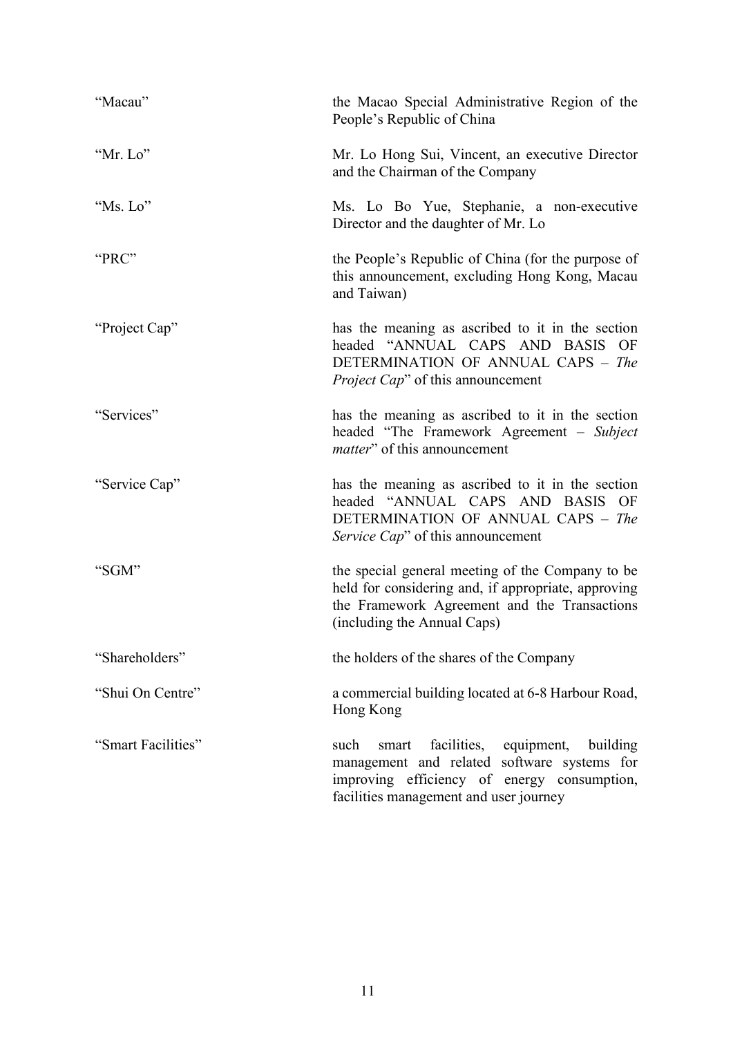| | |
|---|---|
| "Macau" | the Macao Special Administrative Region of the People's Republic of China |
| "Mr. Lo" | Mr. Lo Hong Sui, Vincent, an executive Director and the Chairman of the Company |
| "Ms. Lo" | Ms. Lo Bo Yue, Stephanie, a non-executive Director and the daughter of Mr. Lo |
| "PRC" | the People's Republic of China (for the purpose of this announcement, excluding Hong Kong, Macau and Taiwan) |
| "Project Cap" | has the meaning as ascribed to it in the section headed "ANNUAL CAPS AND BASIS OF DETERMINATION OF ANNUAL CAPS – *The Project Cap*" of this announcement |
| "Services" | has the meaning as ascribed to it in the section headed "The Framework Agreement – *Subject matter*" of this announcement |
| "Service Cap" | has the meaning as ascribed to it in the section headed "ANNUAL CAPS AND BASIS OF DETERMINATION OF ANNUAL CAPS – *The Service Cap*" of this announcement |
| "SGM" | the special general meeting of the Company to be held for considering and, if appropriate, approving the Framework Agreement and the Transactions (including the Annual Caps) |
| "Shareholders" | the holders of the shares of the Company |
| "Shui On Centre" | a commercial building located at 6-8 Harbour Road, Hong Kong |
| "Smart Facilities" | such smart facilities, equipment, building management and related software systems for improving efficiency of energy consumption, facilities management and user journey |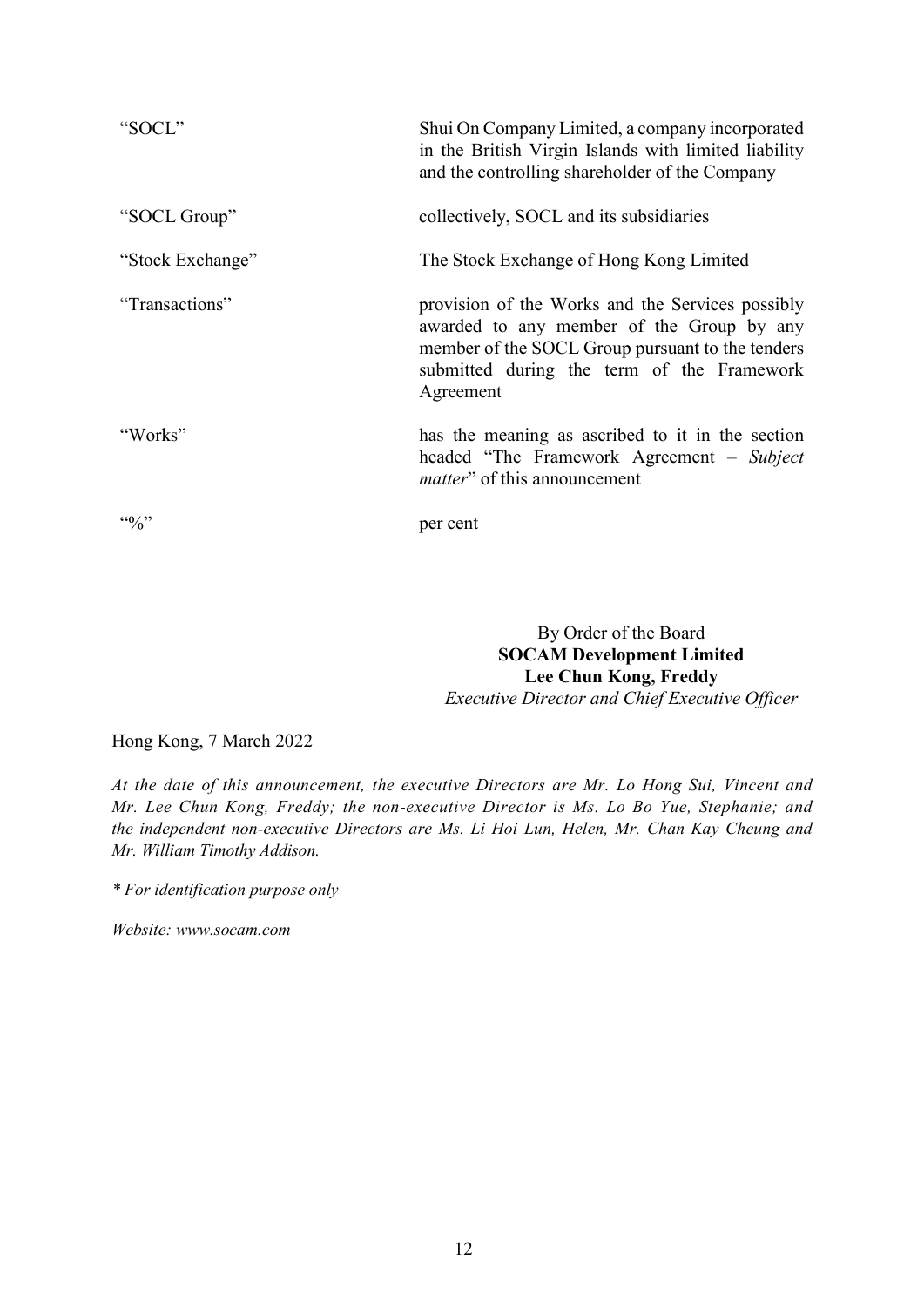| | |
|---|---|
| "SOCL" | Shui On Company Limited, a company incorporated in the British Virgin Islands with limited liability and the controlling shareholder of the Company |
| "SOCL Group" | collectively, SOCL and its subsidiaries |
| "Stock Exchange" | The Stock Exchange of Hong Kong Limited |
| "Transactions" | provision of the Works and the Services possibly awarded to any member of the Group by any member of the SOCL Group pursuant to the tenders submitted during the term of the Framework Agreement |
| "Works" | has the meaning as ascribed to it in the section headed "The Framework Agreement – *Subject matter*" of this announcement |
| "%" | per cent |

By Order of the Board
**SOCAM Development Limited**
**Lee Chun Kong, Freddy**
*Executive Director and Chief Executive Officer*

Hong Kong, 7 March 2022

*At the date of this announcement, the executive Directors are Mr. Lo Hong Sui, Vincent and Mr. Lee Chun Kong, Freddy; the non-executive Director is Ms. Lo Bo Yue, Stephanie; and the independent non-executive Directors are Ms. Li Hoi Lun, Helen, Mr. Chan Kay Cheung and Mr. William Timothy Addison.*

*\* For identification purpose only*

*Website: www.socam.com*